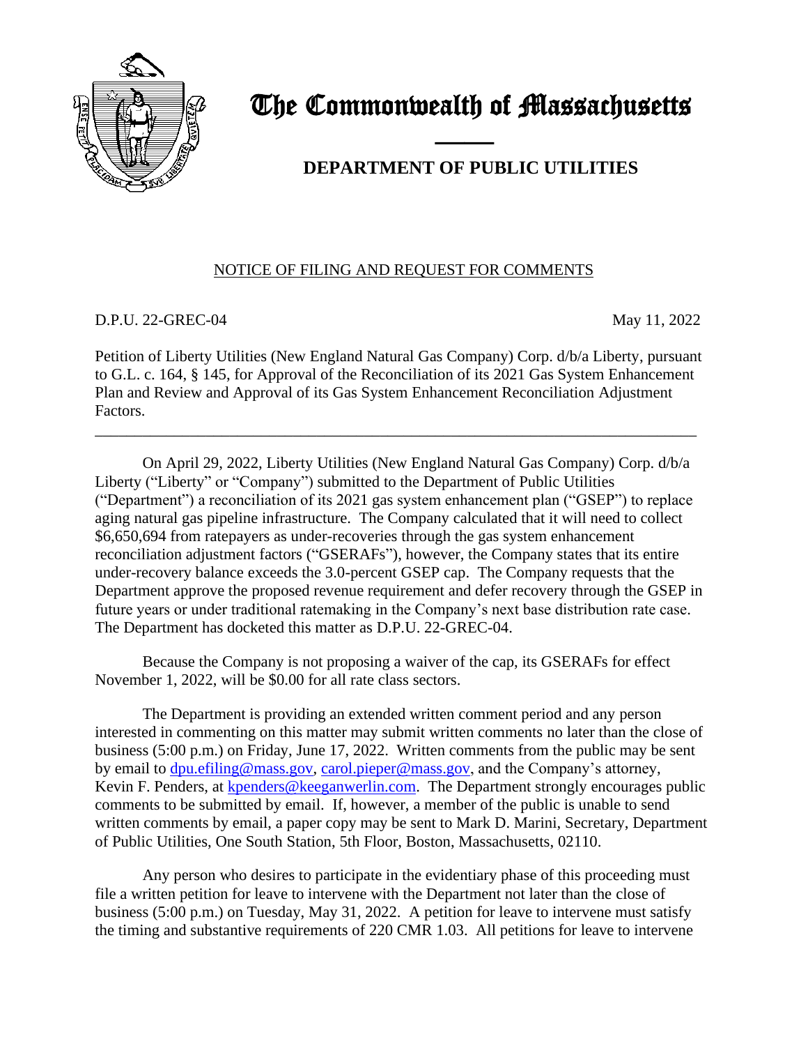# The Commonwealth of Massachusetts

## DEPARTMENT OF PUBLIC UTILITIES

NOTICE OF FILING AND REQUEST FOR COMMENTS

D.P.U. 22-GREC-04 May 11, 2022

Petition of Liberty Utilities (New England Natural Gas Company) Corp. d/b/a Liberty, pursuant to G.L. c. 164, § 145, for Approval of the Reconciliation of its 2021 Gas System Enhancement Plan and Review and Approval of its Gas System Enhancement Reconciliation Adjustment Factors.

---

On April 29, 2022, Liberty Utilities (New England Natural Gas Company) Corp. d/b/a Liberty ("Liberty" or "Company") submitted to the Department of Public Utilities ("Department") a reconciliation of its 2021 gas system enhancement plan ("GSEP") to replace aging natural gas pipeline infrastructure. The Company calculated that it will need to collect $6,650,694 from ratepayers as under-recoveries through the gas system enhancement reconciliation adjustment factors ("GSERAFs"), however, the Company states that its entire under-recovery balance exceeds the 3.0-percent GSEP cap. The Company requests that the Department approve the proposed revenue requirement and defer recovery through the GSEP in future years or under traditional ratemaking in the Company's next base distribution rate case. The Department has docketed this matter as D.P.U. 22-GREC-04.

Because the Company is not proposing a waiver of the cap, its GSERAFs for effect November 1, 2022, will be $0.00 for all rate class sectors.

The Department is providing an extended written comment period and any person interested in commenting on this matter may submit written comments no later than the close of business (5:00 p.m.) on Friday, June 17, 2022. Written comments from the public may be sent by email to dpu.efiling@mass.gov, carol.pieper@mass.gov, and the Company's attorney, Kevin F. Penders, at kpenders@keeganwerlin.com. The Department strongly encourages public comments to be submitted by email. If, however, a member of the public is unable to send written comments by email, a paper copy may be sent to Mark D. Marini, Secretary, Department of Public Utilities, One South Station, 5th Floor, Boston, Massachusetts, 02110.

Any person who desires to participate in the evidentiary phase of this proceeding must file a written petition for leave to intervene with the Department not later than the close of business (5:00 p.m.) on Tuesday, May 31, 2022. A petition for leave to intervene must satisfy the timing and substantive requirements of 220 CMR 1.03. All petitions for leave to intervene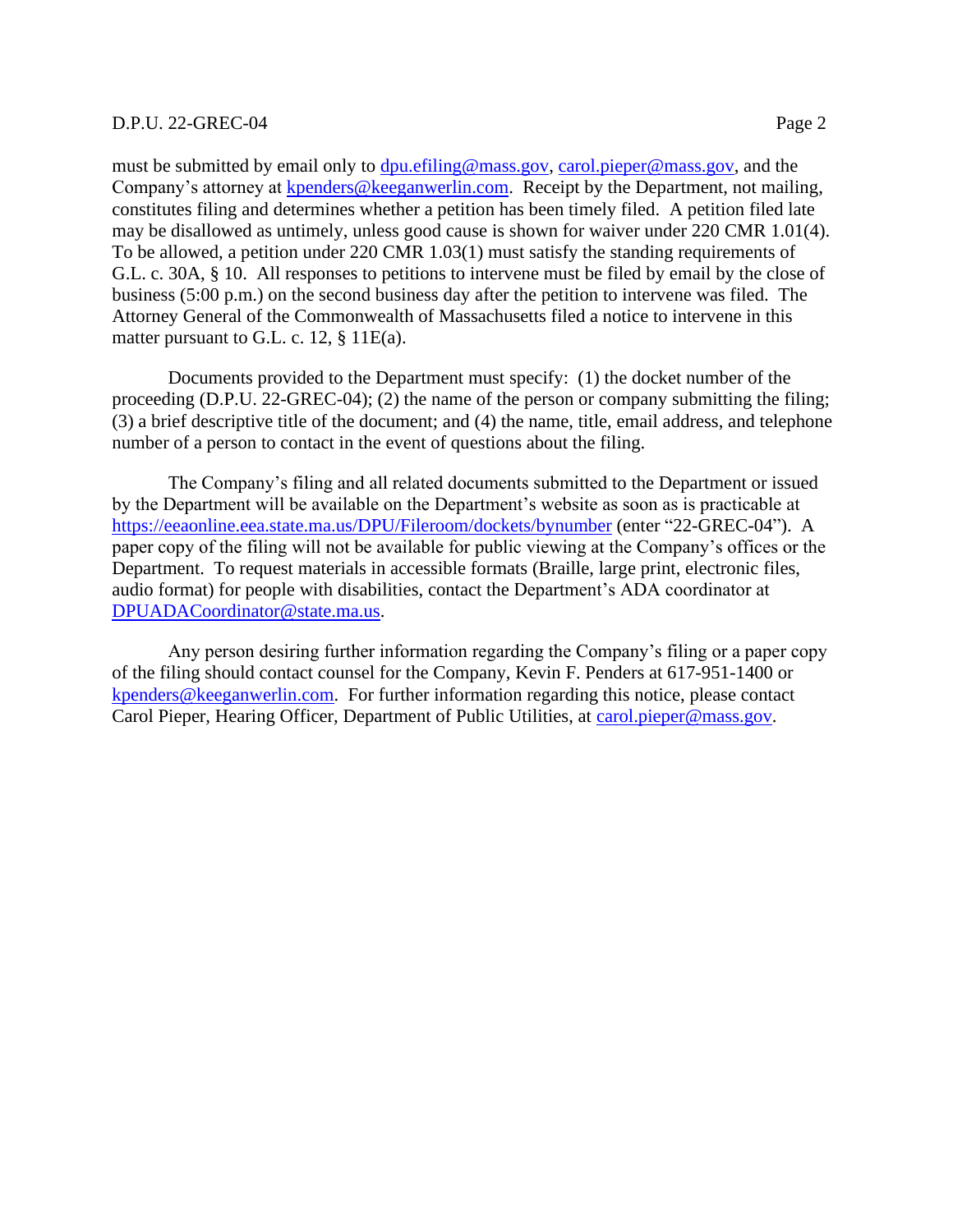must be submitted by email only to dpu.efiling@mass.gov, carol.pieper@mass.gov, and the Company's attorney at kpenders@keeganwerlin.com. Receipt by the Department, not mailing, constitutes filing and determines whether a petition has been timely filed. A petition filed late may be disallowed as untimely, unless good cause is shown for waiver under 220 CMR 1.01(4). To be allowed, a petition under 220 CMR 1.03(1) must satisfy the standing requirements of G.L. c. 30A, § 10. All responses to petitions to intervene must be filed by email by the close of business (5:00 p.m.) on the second business day after the petition to intervene was filed. The Attorney General of the Commonwealth of Massachusetts filed a notice to intervene in this matter pursuant to G.L. c. 12, § 11E(a).

Documents provided to the Department must specify: (1) the docket number of the proceeding (D.P.U. 22-GREC-04); (2) the name of the person or company submitting the filing; (3) a brief descriptive title of the document; and (4) the name, title, email address, and telephone number of a person to contact in the event of questions about the filing.

The Company's filing and all related documents submitted to the Department or issued by the Department will be available on the Department's website as soon as is practicable at https://eeaonline.eea.state.ma.us/DPU/Fileroom/dockets/bynumber (enter "22-GREC-04"). A paper copy of the filing will not be available for public viewing at the Company's offices or the Department. To request materials in accessible formats (Braille, large print, electronic files, audio format) for people with disabilities, contact the Department's ADA coordinator at DPUADACoordinator@state.ma.us.

Any person desiring further information regarding the Company's filing or a paper copy of the filing should contact counsel for the Company, Kevin F. Penders at 617-951-1400 or kpenders@keeganwerlin.com. For further information regarding this notice, please contact Carol Pieper, Hearing Officer, Department of Public Utilities, at carol.pieper@mass.gov.